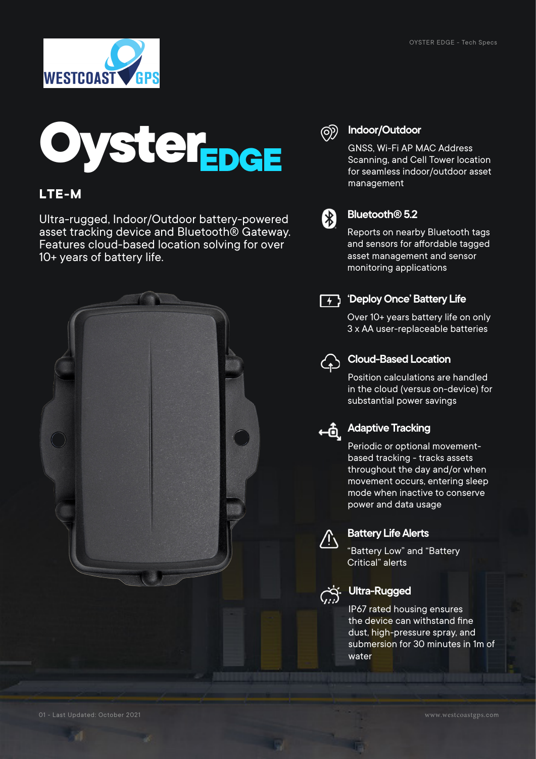# Oyster EDGE

## LTE-M

Ultra-rugged, Indoor/Outdoor battery-powered asset tracking device and Bluetooth® Gateway. Features cloud-based location solving for over 10+ years of battery life.

### Indoor/Outdoor

GNSS, Wi-Fi AP MAC Address Scanning, and Cell Tower location for seamless indoor/outdoor asset management

### Bluetooth® 5.2

Reports on nearby Bluetooth tags and sensors for affordable tagged asset management and sensor monitoring applications

### 'Deploy Once' Battery Life

Over 10+ years battery life on only 3 x AA user-replaceable batteries

### Cloud-Based Location

Position calculations are handled in the cloud (versus on-device) for substantial power savings

### Adaptive Tracking

Periodic or optional movement-based tracking - tracks assets throughout the day and/or when movement occurs, entering sleep mode when inactive to conserve power and data usage

### Battery Life Alerts

"Battery Low" and "Battery Critical" alerts

### Ultra-Rugged

IP67 rated housing ensures the device can withstand fine dust, high-pressure spray, and submersion for 30 minutes in 1m of water

01 - Last Updated: October 2021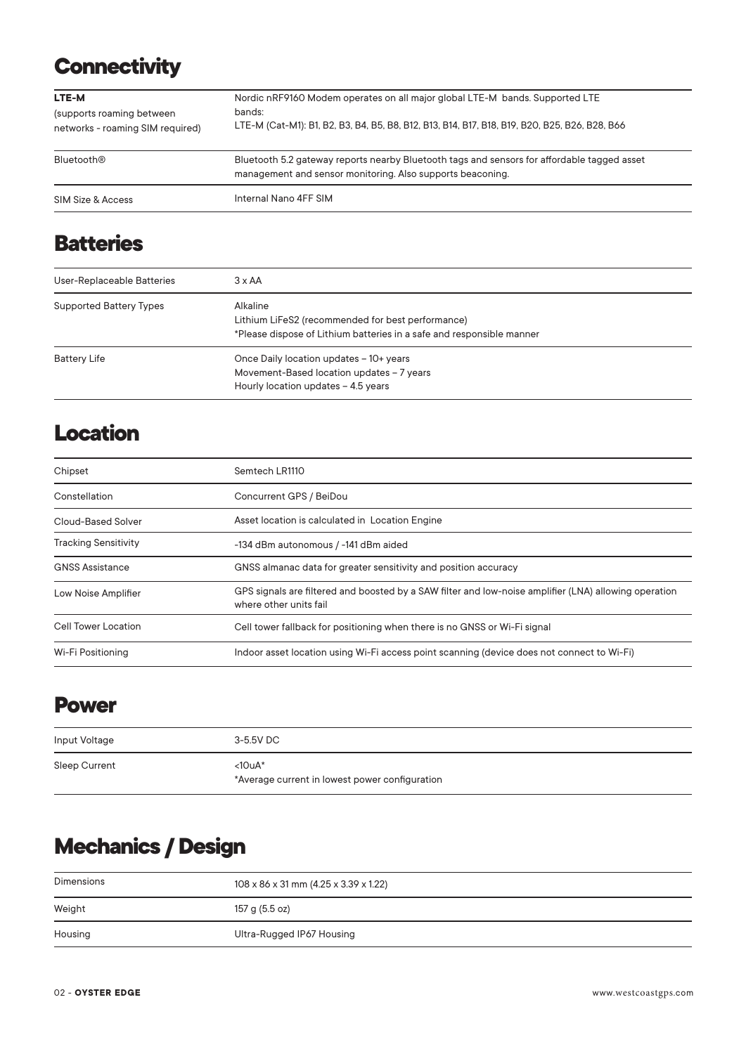## Connectivity

| | |
|---|---|
| **LTE-M** (supports roaming between networks - roaming SIM required) | Nordic nRF9160 Modem operates on all major global LTE-M bands. Supported LTE bands:<br>LTE-M (Cat-M1): B1, B2, B3, B4, B5, B8, B12, B13, B14, B17, B18, B19, B20, B25, B26, B28, B66 |
| Bluetooth® | Bluetooth 5.2 gateway reports nearby Bluetooth tags and sensors for affordable tagged asset management and sensor monitoring. Also supports beaconing. |
| SIM Size & Access | Internal Nano 4FF SIM |

## Batteries

| | |
|---|---|
| User-Replaceable Batteries | 3 x AA |
| Supported Battery Types | Alkaline<br>Lithium LiFeS2 (recommended for best performance)<br>*Please dispose of Lithium batteries in a safe and responsible manner |
| Battery Life | Once Daily location updates – 10+ years<br>Movement-Based location updates – 7 years<br>Hourly location updates – 4.5 years |

## Location

| | |
|---|---|
| Chipset | Semtech LR1110 |
| Constellation | Concurrent GPS / BeiDou |
| Cloud-Based Solver | Asset location is calculated in Location Engine |
| Tracking Sensitivity | -134 dBm autonomous / -141 dBm aided |
| GNSS Assistance | GNSS almanac data for greater sensitivity and position accuracy |
| Low Noise Amplifier | GPS signals are filtered and boosted by a SAW filter and low-noise amplifier (LNA) allowing operation where other units fail |
| Cell Tower Location | Cell tower fallback for positioning when there is no GNSS or Wi-Fi signal |
| Wi-Fi Positioning | Indoor asset location using Wi-Fi access point scanning (device does not connect to Wi-Fi) |

## Power

| | |
|---|---|
| Input Voltage | 3-5.5V DC |
| Sleep Current | <10uA*<br>*Average current in lowest power configuration |

## Mechanics / Design

| | |
|---|---|
| Dimensions | 108 x 86 x 31 mm (4.25 x 3.39 x 1.22) |
| Weight | 157 g (5.5 oz) |
| Housing | Ultra-Rugged IP67 Housing |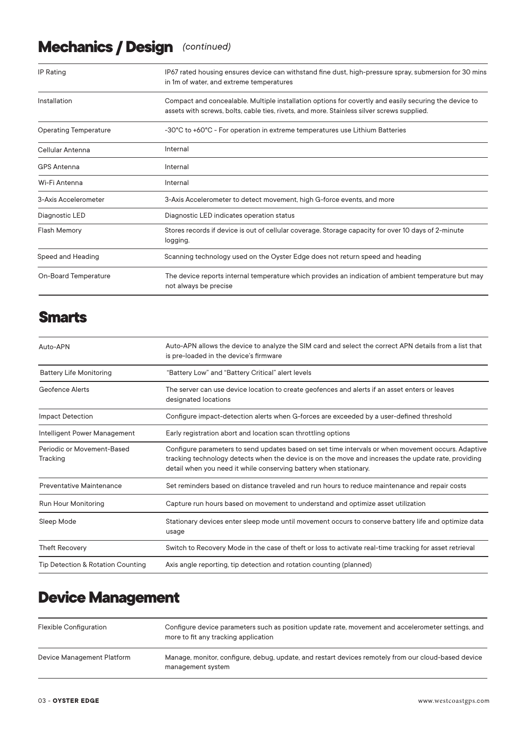## Mechanics / Design *(continued)*

| | |
|---|---|
| IP Rating | IP67 rated housing ensures device can withstand fine dust, high-pressure spray, submersion for 30 mins in 1m of water, and extreme temperatures |
| Installation | Compact and concealable. Multiple installation options for covertly and easily securing the device to assets with screws, bolts, cable ties, rivets, and more. Stainless silver screws supplied. |
| Operating Temperature | -30°C to +60°C - For operation in extreme temperatures use Lithium Batteries |
| Cellular Antenna | Internal |
| GPS Antenna | Internal |
| Wi-Fi Antenna | Internal |
| 3-Axis Accelerometer | 3-Axis Accelerometer to detect movement, high G-force events, and more |
| Diagnostic LED | Diagnostic LED indicates operation status |
| Flash Memory | Stores records if device is out of cellular coverage. Storage capacity for over 10 days of 2-minute logging. |
| Speed and Heading | Scanning technology used on the Oyster Edge does not return speed and heading |
| On-Board Temperature | The device reports internal temperature which provides an indication of ambient temperature but may not always be precise |

## Smarts

| | |
|---|---|
| Auto-APN | Auto-APN allows the device to analyze the SIM card and select the correct APN details from a list that is pre-loaded in the device's firmware |
| Battery Life Monitoring | "Battery Low" and "Battery Critical" alert levels |
| Geofence Alerts | The server can use device location to create geofences and alerts if an asset enters or leaves designated locations |
| Impact Detection | Configure impact-detection alerts when G-forces are exceeded by a user-defined threshold |
| Intelligent Power Management | Early registration abort and location scan throttling options |
| Periodic or Movement-Based Tracking | Configure parameters to send updates based on set time intervals or when movement occurs. Adaptive tracking technology detects when the device is on the move and increases the update rate, providing detail when you need it while conserving battery when stationary. |
| Preventative Maintenance | Set reminders based on distance traveled and run hours to reduce maintenance and repair costs |
| Run Hour Monitoring | Capture run hours based on movement to understand and optimize asset utilization |
| Sleep Mode | Stationary devices enter sleep mode until movement occurs to conserve battery life and optimize data usage |
| Theft Recovery | Switch to Recovery Mode in the case of theft or loss to activate real-time tracking for asset retrieval |
| Tip Detection & Rotation Counting | Axis angle reporting, tip detection and rotation counting (planned) |

## Device Management

| | |
|---|---|
| Flexible Configuration | Configure device parameters such as position update rate, movement and accelerometer settings, and more to fit any tracking application |
| Device Management Platform | Manage, monitor, configure, debug, update, and restart devices remotely from our cloud-based device management system |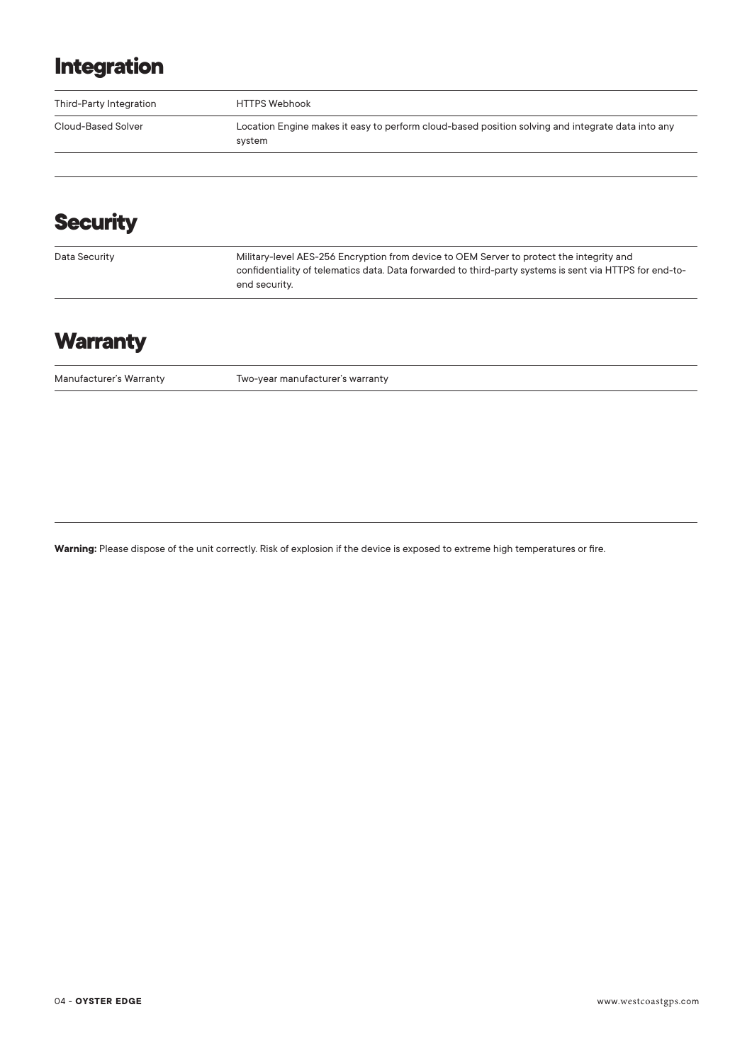## Integration

| | |
|---|---|
| Third-Party Integration | HTTPS Webhook |
| Cloud-Based Solver | Location Engine makes it easy to perform cloud-based position solving and integrate data into any system |

## Security

| | |
|---|---|
| Data Security | Military-level AES-256 Encryption from device to OEM Server to protect the integrity and confidentiality of telematics data. Data forwarded to third-party systems is sent via HTTPS for end-to-end security. |

## Warranty

| | |
|---|---|
| Manufacturer's Warranty | Two-year manufacturer's warranty |

**Warning:** Please dispose of the unit correctly. Risk of explosion if the device is exposed to extreme high temperatures or fire.